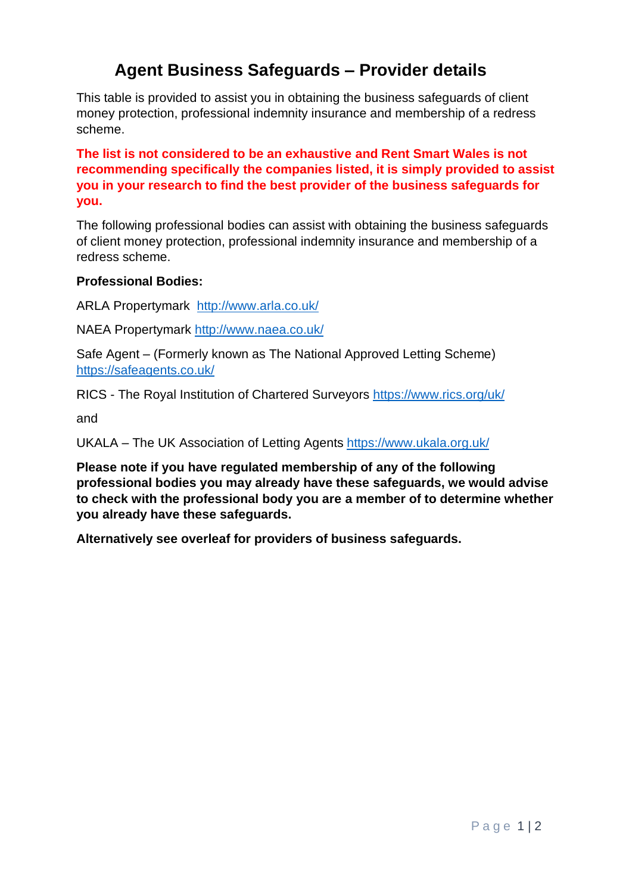# Agent Business Safeguards – Provider details

This table is provided to assist you in obtaining the business safeguards of client money protection, professional indemnity insurance and membership of a redress scheme.

**The list is not considered to be an exhaustive and Rent Smart Wales is not recommending specifically the companies listed, it is simply provided to assist you in your research to find the best provider of the business safeguards for you.**

The following professional bodies can assist with obtaining the business safeguards of client money protection, professional indemnity insurance and membership of a redress scheme.

**Professional Bodies:**

ARLA Propertymark [http://www.arla.co.uk/](http://www.arla.co.uk/)

NAEA Propertymark [http://www.naea.co.uk/](http://www.naea.co.uk/)

Safe Agent – (Formerly known as The National Approved Letting Scheme) [https://safeagents.co.uk/](https://safeagents.co.uk/)

RICS - The Royal Institution of Chartered Surveyors [https://www.rics.org/uk/](https://www.rics.org/uk/)

and

UKALA – The UK Association of Letting Agents [https://www.ukala.org.uk/](https://www.ukala.org.uk/)

**Please note if you have regulated membership of any of the following professional bodies you may already have these safeguards, we would advise to check with the professional body you are a member of to determine whether you already have these safeguards.**

**Alternatively see overleaf for providers of business safeguards.**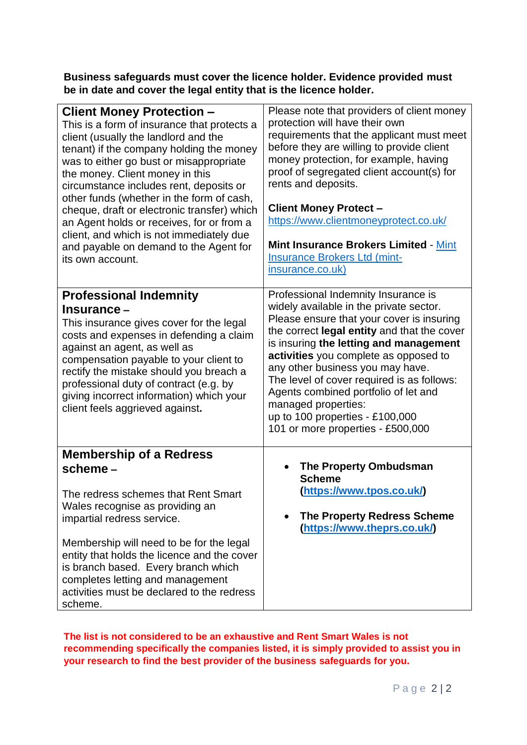**Business safeguards must cover the licence holder. Evidence provided must be in date and cover the legal entity that is the licence holder.**

| | |
|---|---|
| **Client Money Protection –** This is a form of insurance that protects a client (usually the landlord and the tenant) if the company holding the money was to either go bust or misappropriate the money. Client money in this circumstance includes rent, deposits or other funds (whether in the form of cash, cheque, draft or electronic transfer) which an Agent holds or receives, for or from a client, and which is not immediately due and payable on demand to the Agent for its own account. | Please note that providers of client money protection will have their own requirements that the applicant must meet before they are willing to provide client money protection, for example, having proof of segregated client account(s) for rents and deposits.<br><br>**Client Money Protect –** [https://www.clientmoneyprotect.co.uk/](https://www.clientmoneyprotect.co.uk/)<br><br>**Mint Insurance Brokers Limited** - Mint Insurance Brokers Ltd (mint-insurance.co.uk) |
| **Professional Indemnity Insurance –** This insurance gives cover for the legal costs and expenses in defending a claim against an agent, as well as compensation payable to your client to rectify the mistake should you breach a professional duty of contract (e.g. by giving incorrect information) which your client feels aggrieved against**.** | Professional Indemnity Insurance is widely available in the private sector. Please ensure that your cover is insuring the correct **legal entity** and that the cover is insuring **the letting and management activities** you complete as opposed to any other business you may have.<br>The level of cover required is as follows: Agents combined portfolio of let and managed properties:<br>up to 100 properties - £100,000<br>101 or more properties - £500,000 |
| **Membership of a Redress scheme –**<br><br>The redress schemes that Rent Smart Wales recognise as providing an impartial redress service.<br><br>Membership will need to be for the legal entity that holds the licence and the cover is branch based. Every branch which completes letting and management activities must be declared to the redress scheme. | • **The Property Ombudsman Scheme ([https://www.tpos.co.uk/](https://www.tpos.co.uk/))**<br><br>• **The Property Redress Scheme ([https://www.theprs.co.uk/](https://www.theprs.co.uk/))** |

**The list is not considered to be an exhaustive and Rent Smart Wales is not recommending specifically the companies listed, it is simply provided to assist you in your research to find the best provider of the business safeguards for you.**